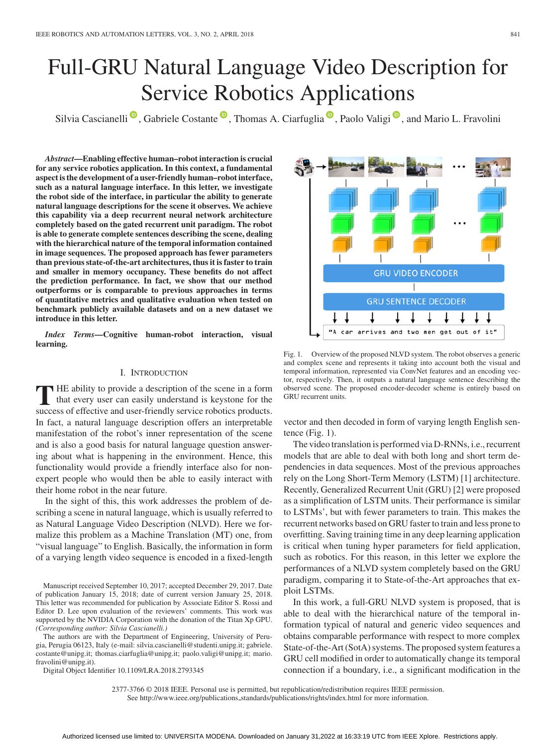# Full-GRU Natural Language Video Description for Service Robotics Applications

Silvia Cascianelli, Gabriele Costante, Thomas A. Ciarfuglia, Paolo Valigi, and Mario L. Fravolini

***Abstract*—Enabling effective human–robot interaction is crucial for any service robotics application. In this context, a fundamental aspect is the development of a user-friendly human–robot interface, such as a natural language interface. In this letter, we investigate the robot side of the interface, in particular the ability to generate natural language descriptions for the scene it observes. We achieve this capability via a deep recurrent neural network architecture completely based on the gated recurrent unit paradigm. The robot is able to generate complete sentences describing the scene, dealing with the hierarchical nature of the temporal information contained in image sequences. The proposed approach has fewer parameters than previous state-of-the-art architectures, thus it is faster to train and smaller in memory occupancy. These benefits do not affect the prediction performance. In fact, we show that our method outperforms or is comparable to previous approaches in terms of quantitative metrics and qualitative evaluation when tested on benchmark publicly available datasets and on a new dataset we introduce in this letter.**

***Index Terms*—Cognitive human-robot interaction, visual learning.**

## I. Introduction

The ability to provide a description of the scene in a form that every user can easily understand is keystone for the success of effective and user-friendly service robotics products. In fact, a natural language description offers an interpretable manifestation of the robot's inner representation of the scene and is also a good basis for natural language question answering about what is happening in the environment. Hence, this functionality would provide a friendly interface also for non-expert people who would then be able to easily interact with their home robot in the near future.

In the sight of this, this work addresses the problem of describing a scene in natural language, which is usually referred to as Natural Language Video Description (NLVD). Here we formalize this problem as a Machine Translation (MT) one, from "visual language" to English. Basically, the information in form of a varying length video sequence is encoded in a fixed-length vector and then decoded in form of varying length English sentence (Fig. 1).

GRU VIDEO ENCODER

GRU SENTENCE DECODER

"A car arrives and two men get out of it"

Fig. 1. Overview of the proposed NLVD system. The robot observes a generic and complex scene and represents it taking into account both the visual and temporal information, represented via ConvNet features and an encoding vector, respectively. Then, it outputs a natural language sentence describing the observed scene. The proposed encoder-decoder scheme is entirely based on GRU recurrent units.

The video translation is performed via D-RNNs, i.e., recurrent models that are able to deal with both long and short term dependencies in data sequences. Most of the previous approaches rely on the Long Short-Term Memory (LSTM) [1] architecture. Recently, Generalized Recurrent Unit (GRU) [2] were proposed as a simplification of LSTM units. Their performance is similar to LSTMs', but with fewer parameters to train. This makes the recurrent networks based on GRU faster to train and less prone to overfitting. Saving training time in any deep learning application is critical when tuning hyper parameters for field application, such as robotics. For this reason, in this letter we explore the performances of a NLVD system completely based on the GRU paradigm, comparing it to State-of-the-Art approaches that exploit LSTMs.

In this work, a full-GRU NLVD system is proposed, that is able to deal with the hierarchical nature of the temporal information typical of natural and generic video sequences and obtains comparable performance with respect to more complex State-of-the-Art (SotA) systems. The proposed system features a GRU cell modified in order to automatically change its temporal connection if a boundary, i.e., a significant modification in the

Manuscript received September 10, 2017; accepted December 29, 2017. Date of publication January 15, 2018; date of current version January 25, 2018. This letter was recommended for publication by Associate Editor S. Rossi and Editor D. Lee upon evaluation of the reviewers' comments. This work was supported by the NVIDIA Corporation with the donation of the Titan Xp GPU. *(Corresponding author: Silvia Cascianelli.)*

The authors are with the Department of Engineering, University of Perugia, Perugia 06123, Italy (e-mail: silvia.cascianelli@studenti.unipg.it; gabriele.costante@unipg.it; thomas.ciarfuglia@unipg.it; paolo.valigi@unipg.it; mario.fravolini@unipg.it).

Digital Object Identifier 10.1109/LRA.2018.2793345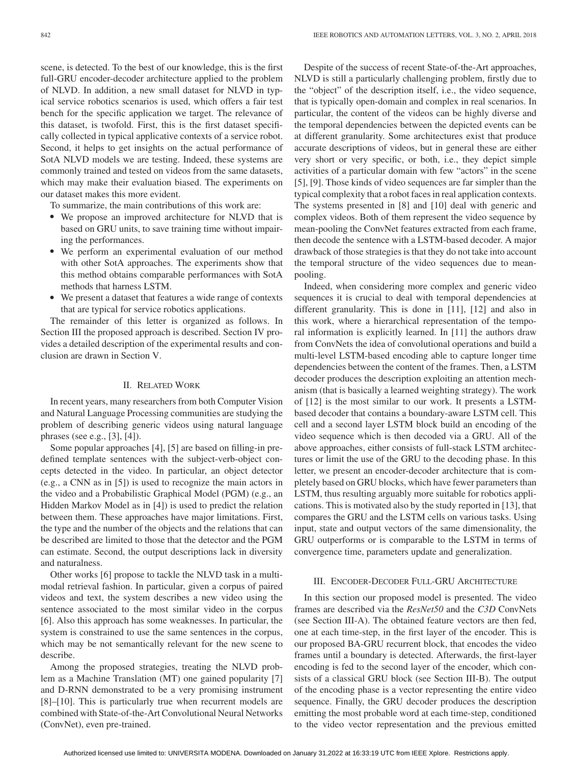scene, is detected. To the best of our knowledge, this is the first full-GRU encoder-decoder architecture applied to the problem of NLVD. In addition, a new small dataset for NLVD in typical service robotics scenarios is used, which offers a fair test bench for the specific application we target. The relevance of this dataset, is twofold. First, this is the first dataset specifically collected in typical applicative contexts of a service robot. Second, it helps to get insights on the actual performance of SotA NLVD models we are testing. Indeed, these systems are commonly trained and tested on videos from the same datasets, which may make their evaluation biased. The experiments on our dataset makes this more evident.

To summarize, the main contributions of this work are:

- We propose an improved architecture for NLVD that is based on GRU units, to save training time without impairing the performances.
- We perform an experimental evaluation of our method with other SotA approaches. The experiments show that this method obtains comparable performances with SotA methods that harness LSTM.
- We present a dataset that features a wide range of contexts that are typical for service robotics applications.

The remainder of this letter is organized as follows. In Section III the proposed approach is described. Section IV provides a detailed description of the experimental results and conclusion are drawn in Section V.

## II. Related Work

In recent years, many researchers from both Computer Vision and Natural Language Processing communities are studying the problem of describing generic videos using natural language phrases (see e.g., [3], [4]).

Some popular approaches [4], [5] are based on filling-in predefined template sentences with the subject-verb-object concepts detected in the video. In particular, an object detector (e.g., a CNN as in [5]) is used to recognize the main actors in the video and a Probabilistic Graphical Model (PGM) (e.g., an Hidden Markov Model as in [4]) is used to predict the relation between them. These approaches have major limitations. First, the type and the number of the objects and the relations that can be described are limited to those that the detector and the PGM can estimate. Second, the output descriptions lack in diversity and naturalness.

Other works [6] propose to tackle the NLVD task in a multimodal retrieval fashion. In particular, given a corpus of paired videos and text, the system describes a new video using the sentence associated to the most similar video in the corpus [6]. Also this approach has some weaknesses. In particular, the system is constrained to use the same sentences in the corpus, which may be not semantically relevant for the new scene to describe.

Among the proposed strategies, treating the NLVD problem as a Machine Translation (MT) one gained popularity [7] and D-RNN demonstrated to be a very promising instrument [8]–[10]. This is particularly true when recurrent models are combined with State-of-the-Art Convolutional Neural Networks (ConvNet), even pre-trained.

Despite of the success of recent State-of-the-Art approaches, NLVD is still a particularly challenging problem, firstly due to the "object" of the description itself, i.e., the video sequence, that is typically open-domain and complex in real scenarios. In particular, the content of the videos can be highly diverse and the temporal dependencies between the depicted events can be at different granularity. Some architectures exist that produce accurate descriptions of videos, but in general these are either very short or very specific, or both, i.e., they depict simple activities of a particular domain with few "actors" in the scene [5], [9]. Those kinds of video sequences are far simpler than the typical complexity that a robot faces in real application contexts. The systems presented in [8] and [10] deal with generic and complex videos. Both of them represent the video sequence by mean-pooling the ConvNet features extracted from each frame, then decode the sentence with a LSTM-based decoder. A major drawback of those strategies is that they do not take into account the temporal structure of the video sequences due to mean-pooling.

Indeed, when considering more complex and generic video sequences it is crucial to deal with temporal dependencies at different granularity. This is done in [11], [12] and also in this work, where a hierarchical representation of the temporal information is explicitly learned. In [11] the authors draw from ConvNets the idea of convolutional operations and build a multi-level LSTM-based encoding able to capture longer time dependencies between the content of the frames. Then, a LSTM decoder produces the description exploiting an attention mechanism (that is basically a learned weighting strategy). The work of [12] is the most similar to our work. It presents a LSTM-based decoder that contains a boundary-aware LSTM cell. This cell and a second layer LSTM block build an encoding of the video sequence which is then decoded via a GRU. All of the above approaches, either consists of full-stack LSTM architectures or limit the use of the GRU to the decoding phase. In this letter, we present an encoder-decoder architecture that is completely based on GRU blocks, which have fewer parameters than LSTM, thus resulting arguably more suitable for robotics applications. This is motivated also by the study reported in [13], that compares the GRU and the LSTM cells on various tasks. Using input, state and output vectors of the same dimensionality, the GRU outperforms or is comparable to the LSTM in terms of convergence time, parameters update and generalization.

## III. Encoder-Decoder Full-GRU Architecture

In this section our proposed model is presented. The video frames are described via the *ResNet50* and the *C3D* ConvNets (see Section III-A). The obtained feature vectors are then fed, one at each time-step, in the first layer of the encoder. This is our proposed BA-GRU recurrent block, that encodes the video frames until a boundary is detected. Afterwards, the first-layer encoding is fed to the second layer of the encoder, which consists of a classical GRU block (see Section III-B). The output of the encoding phase is a vector representing the entire video sequence. Finally, the GRU decoder produces the description emitting the most probable word at each time-step, conditioned to the video vector representation and the previous emitted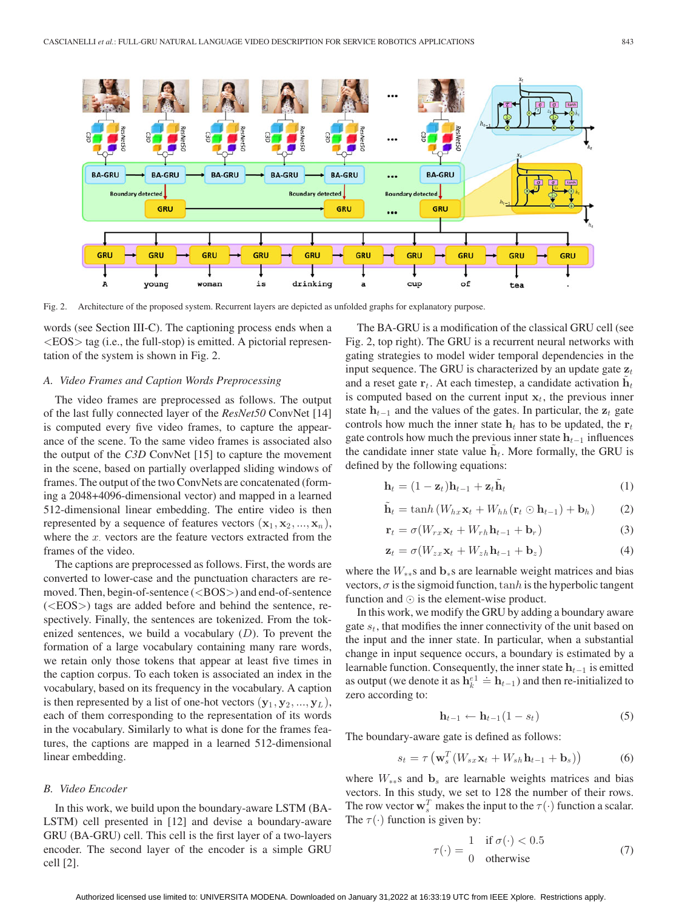Fig. 2. Architecture of the proposed system. Recurrent layers are depicted as unfolded graphs for explanatory purpose.

words (see Section III-C). The captioning process ends when a <EOS> tag (i.e., the full-stop) is emitted. A pictorial representation of the system is shown in Fig. 2.

### A. Video Frames and Caption Words Preprocessing

The video frames are preprocessed as follows. The output of the last fully connected layer of the *ResNet50* ConvNet [14] is computed every five video frames, to capture the appearance of the scene. To the same video frames is associated also the output of the *C3D* ConvNet [15] to capture the movement in the scene, based on partially overlapped sliding windows of frames. The output of the two ConvNets are concatenated (forming a 2048+4096-dimensional vector) and mapped in a learned 512-dimensional linear embedding. The entire video is then represented by a sequence of features vectors $(\mathbf{x}_1, \mathbf{x}_2, ..., \mathbf{x}_n)$, where the $x$. vectors are the feature vectors extracted from the frames of the video.

The captions are preprocessed as follows. First, the words are converted to lower-case and the punctuation characters are removed. Then, begin-of-sentence (<BOS>) and end-of-sentence (<EOS>) tags are added before and behind the sentence, respectively. Finally, the sentences are tokenized. From the tokenized sentences, we build a vocabulary ($D$). To prevent the formation of a large vocabulary containing many rare words, we retain only those tokens that appear at least five times in the caption corpus. To each token is associated an index in the vocabulary, based on its frequency in the vocabulary. A caption is then represented by a list of one-hot vectors $(\mathbf{y}_1, \mathbf{y}_2, ..., \mathbf{y}_L)$, each of them corresponding to the representation of its words in the vocabulary. Similarly to what is done for the frames features, the captions are mapped in a learned 512-dimensional linear embedding.

### B. Video Encoder

In this work, we build upon the boundary-aware LSTM (BA-LSTM) cell presented in [12] and devise a boundary-aware GRU (BA-GRU) cell. This cell is the first layer of a two-layers encoder. The second layer of the encoder is a simple GRU cell [2].

The BA-GRU is a modification of the classical GRU cell (see Fig. 2, top right). The GRU is a recurrent neural networks with gating strategies to model wider temporal dependencies in the input sequence. The GRU is characterized by an update gate $\mathbf{z}_t$ and a reset gate $\mathbf{r}_t$. At each timestep, a candidate activation $\tilde{\mathbf{h}}_t$ is computed based on the current input $\mathbf{x}_t$, the previous inner state $\mathbf{h}_{t-1}$ and the values of the gates. In particular, the $\mathbf{z}_t$ gate controls how much the inner state $\mathbf{h}_t$ has to be updated, the $\mathbf{r}_t$ gate controls how much the previous inner state $\mathbf{h}_{t-1}$ influences the candidate inner state value $\tilde{\mathbf{h}}_t$. More formally, the GRU is defined by the following equations:

$$\mathbf{h}_t = (1 - \mathbf{z}_t)\mathbf{h}_{t-1} + \mathbf{z}_t\tilde{\mathbf{h}}_t \tag{1}$$

$$\tilde{\mathbf{h}}_t = \tanh\left(W_{hx}\mathbf{x}_t + W_{hh}(\mathbf{r}_t \odot \mathbf{h}_{t-1}) + \mathbf{b}_h\right) \tag{2}$$

$$\mathbf{r}_t = \sigma(W_{rx}\mathbf{x}_t + W_{rh}\mathbf{h}_{t-1} + \mathbf{b}_r) \tag{3}$$

$$\mathbf{z}_t = \sigma(W_{zx}\mathbf{x}_t + W_{zh}\mathbf{h}_{t-1} + \mathbf{b}_z) \tag{4}$$

where the $W_{**}$s and $\mathbf{b}_*$s are learnable weight matrices and bias vectors, $\sigma$ is the sigmoid function, $\tanh$ is the hyperbolic tangent function and $\odot$ is the element-wise product.

In this work, we modify the GRU by adding a boundary aware gate $s_t$, that modifies the inner connectivity of the unit based on the input and the inner state. In particular, when a substantial change in input sequence occurs, a boundary is estimated by a learnable function. Consequently, the inner state $\mathbf{h}_{t-1}$ is emitted as output (we denote it as $\mathbf{h}_k^{e1} \doteq \mathbf{h}_{t-1}$) and then re-initialized to zero according to:

$$\mathbf{h}_{t-1} \leftarrow \mathbf{h}_{t-1}(1 - s_t) \tag{5}$$

The boundary-aware gate is defined as follows:

$$s_t = \tau\left(\mathbf{w}_s^T\left(W_{sx}\mathbf{x}_t + W_{sh}\mathbf{h}_{t-1} + \mathbf{b}_s\right)\right) \tag{6}$$

where $W_{**}$s and $\mathbf{b}_s$ are learnable weights matrices and bias vectors. In this study, we set to 128 the number of their rows. The row vector $\mathbf{w}_s^T$ makes the input to the $\tau(\cdot)$ function a scalar. The $\tau(\cdot)$ function is given by:

$$\tau(\cdot) = \begin{cases} 1 & \text{if } \sigma(\cdot) < 0.5 \\ 0 & \text{otherwise} \end{cases} \tag{7}$$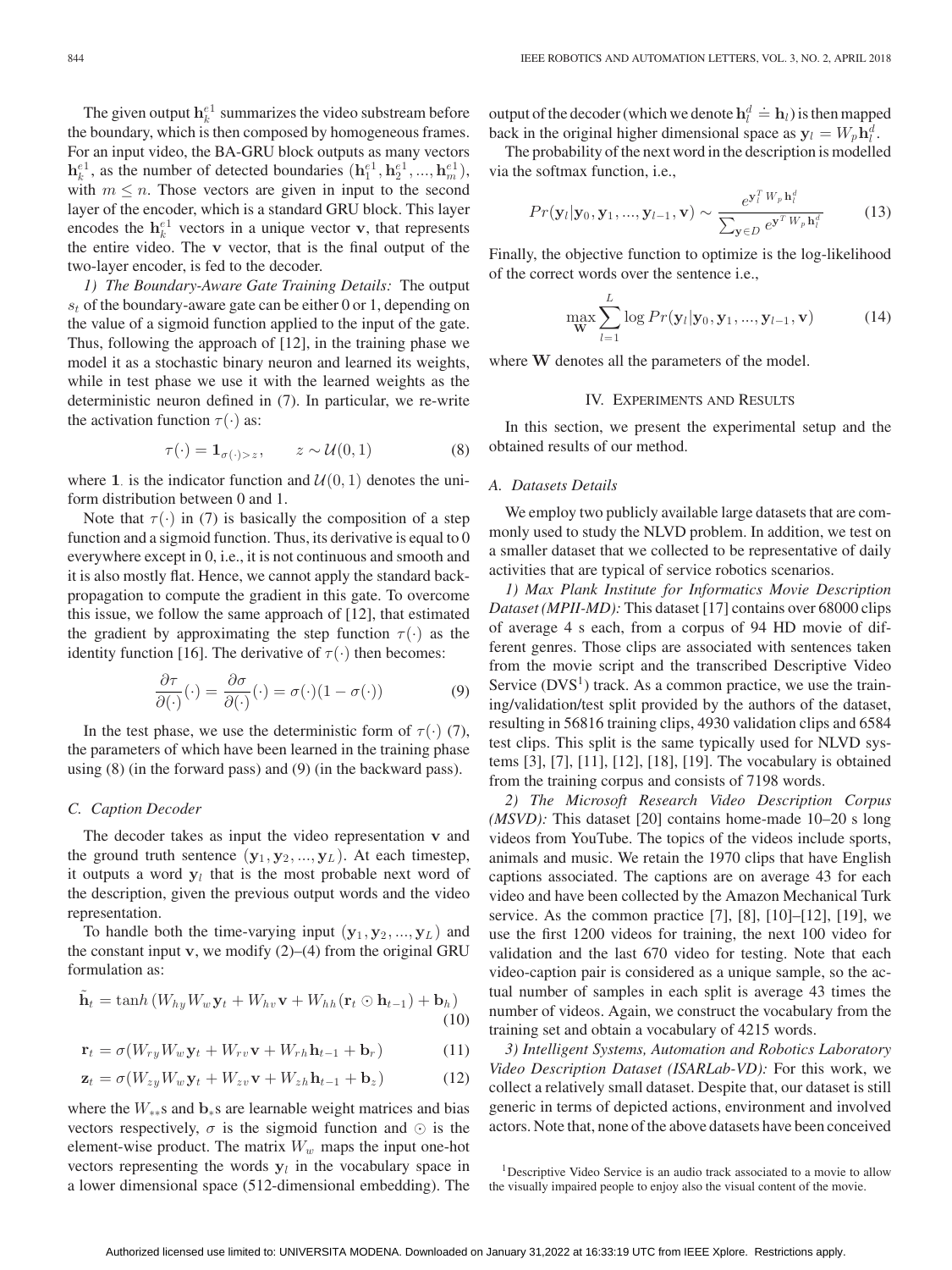The given output $\mathbf{h}_k^{e1}$ summarizes the video substream before the boundary, which is then composed by homogeneous frames. For an input video, the BA-GRU block outputs as many vectors $\mathbf{h}_k^{e1}$, as the number of detected boundaries $(\mathbf{h}_1^{e1}, \mathbf{h}_2^{e1}, ..., \mathbf{h}_m^{e1})$, with $m \leq n$. Those vectors are given in input to the second layer of the encoder, which is a standard GRU block. This layer encodes the $\mathbf{h}_k^{e1}$ vectors in a unique vector $\mathbf{v}$, that represents the entire video. The $\mathbf{v}$ vector, that is the final output of the two-layer encoder, is fed to the decoder.

*1) The Boundary-Aware Gate Training Details:* The output $s_t$ of the boundary-aware gate can be either 0 or 1, depending on the value of a sigmoid function applied to the input of the gate. Thus, following the approach of [12], in the training phase we model it as a stochastic binary neuron and learned its weights, while in test phase we use it with the learned weights as the deterministic neuron defined in (7). In particular, we re-write the activation function $\tau(\cdot)$ as:

$$\tau(\cdot) = \mathbf{1}_{\sigma(\cdot) > z}, \qquad z \sim \mathcal{U}(0, 1) \tag{8}$$

where $\mathbf{1}_{\cdot}$ is the indicator function and $\mathcal{U}(0, 1)$ denotes the uniform distribution between 0 and 1.

Note that $\tau(\cdot)$ in (7) is basically the composition of a step function and a sigmoid function. Thus, its derivative is equal to 0 everywhere except in 0, i.e., it is not continuous and smooth and it is also mostly flat. Hence, we cannot apply the standard backpropagation to compute the gradient in this gate. To overcome this issue, we follow the same approach of [12], that estimated the gradient by approximating the step function $\tau(\cdot)$ as the identity function [16]. The derivative of $\tau(\cdot)$ then becomes:

$$\frac{\partial \tau}{\partial (\cdot)}(\cdot) = \frac{\partial \sigma}{\partial (\cdot)}(\cdot) = \sigma(\cdot)(1 - \sigma(\cdot)) \tag{9}$$

In the test phase, we use the deterministic form of $\tau(\cdot)$ (7), the parameters of which have been learned in the training phase using (8) (in the forward pass) and (9) (in the backward pass).

### C. Caption Decoder

The decoder takes as input the video representation $\mathbf{v}$ and the ground truth sentence $(\mathbf{y}_1, \mathbf{y}_2, ..., \mathbf{y}_L)$. At each timestep, it outputs a word $\mathbf{y}_l$ that is the most probable next word of the description, given the previous output words and the video representation.

To handle both the time-varying input $(\mathbf{y}_1, \mathbf{y}_2, ..., \mathbf{y}_L)$ and the constant input $\mathbf{v}$, we modify (2)–(4) from the original GRU formulation as:

$$\tilde{\mathbf{h}}_t = \tanh\left(W_{hy} W_w \mathbf{y}_t + W_{hv}\mathbf{v} + W_{hh}(\mathbf{r}_t \odot \mathbf{h}_{t-1}) + \mathbf{b}_h\right) \tag{10}$$

$$\mathbf{r}_t = \sigma(W_{ry} W_w \mathbf{y}_t + W_{rv}\mathbf{v} + W_{rh}\mathbf{h}_{t-1} + \mathbf{b}_r) \tag{11}$$

$$\mathbf{z}_t = \sigma(W_{zy} W_w \mathbf{y}_t + W_{zv}\mathbf{v} + W_{zh}\mathbf{h}_{t-1} + \mathbf{b}_z) \tag{12}$$

where the $W_{**}$s and $\mathbf{b}_*$s are learnable weight matrices and bias vectors respectively, $\sigma$ is the sigmoid function and $\odot$ is the element-wise product. The matrix $W_w$ maps the input one-hot vectors representing the words $\mathbf{y}_l$ in the vocabulary space in a lower dimensional space (512-dimensional embedding). The output of the decoder (which we denote $\mathbf{h}_l^d \doteq \mathbf{h}_l$) is then mapped back in the original higher dimensional space as $\mathbf{y}_l = W_p \mathbf{h}_l^d$.

The probability of the next word in the description is modelled via the softmax function, i.e.,

$$Pr(\mathbf{y}_l | \mathbf{y}_0, \mathbf{y}_1, ..., \mathbf{y}_{l-1}, \mathbf{v}) \sim \frac{e^{\mathbf{y}_l^T W_p \mathbf{h}_l^d}}{\sum_{\mathbf{y} \in D} e^{\mathbf{y}^T W_p \mathbf{h}_l^d}} \tag{13}$$

Finally, the objective function to optimize is the log-likelihood of the correct words over the sentence i.e.,

$$\max_{\mathbf{W}} \sum_{l=1}^{L} \log Pr(\mathbf{y}_l | \mathbf{y}_0, \mathbf{y}_1, ..., \mathbf{y}_{l-1}, \mathbf{v}) \tag{14}$$

where $\mathbf{W}$ denotes all the parameters of the model.

## IV. Experiments and Results

In this section, we present the experimental setup and the obtained results of our method.

### A. Datasets Details

We employ two publicly available large datasets that are commonly used to study the NLVD problem. In addition, we test on a smaller dataset that we collected to be representative of daily activities that are typical of service robotics scenarios.

*1) Max Plank Institute for Informatics Movie Description Dataset (MPII-MD):* This dataset [17] contains over 68000 clips of average 4 s each, from a corpus of 94 HD movie of different genres. Those clips are associated with sentences taken from the movie script and the transcribed Descriptive Video Service (DVS[1]) track. As a common practice, we use the training/validation/test split provided by the authors of the dataset, resulting in 56816 training clips, 4930 validation clips and 6584 test clips. This split is the same typically used for NLVD systems [3], [7], [11], [12], [18], [19]. The vocabulary is obtained from the training corpus and consists of 7198 words.

*2) The Microsoft Research Video Description Corpus (MSVD):* This dataset [20] contains home-made 10–20 s long videos from YouTube. The topics of the videos include sports, animals and music. We retain the 1970 clips that have English captions associated. The captions are on average 43 for each video and have been collected by the Amazon Mechanical Turk service. As the common practice [7], [8], [10]–[12], [19], we use the first 1200 videos for training, the next 100 video for validation and the last 670 video for testing. Note that each video-caption pair is considered as a unique sample, so the actual number of samples in each split is average 43 times the number of videos. Again, we construct the vocabulary from the training set and obtain a vocabulary of 4215 words.

*3) Intelligent Systems, Automation and Robotics Laboratory Video Description Dataset (ISARLab-VD):* For this work, we collect a relatively small dataset. Despite that, our dataset is still generic in terms of depicted actions, environment and involved actors. Note that, none of the above datasets have been conceived

[1]Descriptive Video Service is an audio track associated to a movie to allow the visually impaired people to enjoy also the visual content of the movie.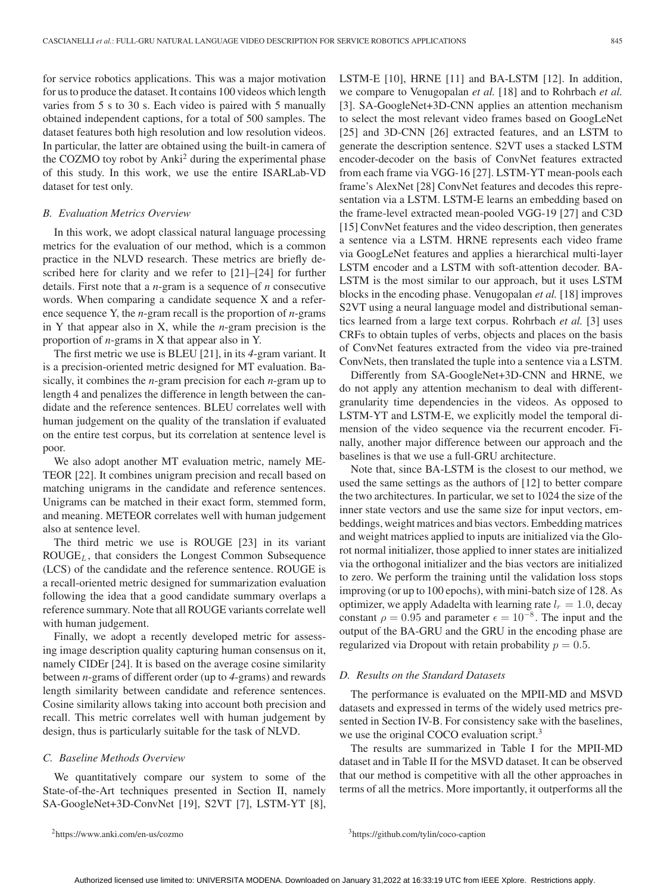for service robotics applications. This was a major motivation for us to produce the dataset. It contains 100 videos which length varies from 5 s to 30 s. Each video is paired with 5 manually obtained independent captions, for a total of 500 samples. The dataset features both high resolution and low resolution videos. In particular, the latter are obtained using the built-in camera of the COZMO toy robot by Anki[2] during the experimental phase of this study. In this work, we use the entire ISARLab-VD dataset for test only.

### B. Evaluation Metrics Overview

In this work, we adopt classical natural language processing metrics for the evaluation of our method, which is a common practice in the NLVD research. These metrics are briefly described here for clarity and we refer to [21]–[24] for further details. First note that a *n*-gram is a sequence of *n* consecutive words. When comparing a candidate sequence X and a reference sequence Y, the *n*-gram recall is the proportion of *n*-grams in Y that appear also in X, while the *n*-gram precision is the proportion of *n*-grams in X that appear also in Y.

The first metric we use is BLEU [21], in its *4*-gram variant. It is a precision-oriented metric designed for MT evaluation. Basically, it combines the *n*-gram precision for each *n*-gram up to length 4 and penalizes the difference in length between the candidate and the reference sentences. BLEU correlates well with human judgement on the quality of the translation if evaluated on the entire test corpus, but its correlation at sentence level is poor.

We also adopt another MT evaluation metric, namely METEOR [22]. It combines unigram precision and recall based on matching unigrams in the candidate and reference sentences. Unigrams can be matched in their exact form, stemmed form, and meaning. METEOR correlates well with human judgement also at sentence level.

The third metric we use is ROUGE [23] in its variant $\text{ROUGE}_L$, that considers the Longest Common Subsequence (LCS) of the candidate and the reference sentence. ROUGE is a recall-oriented metric designed for summarization evaluation following the idea that a good candidate summary overlaps a reference summary. Note that all ROUGE variants correlate well with human judgement.

Finally, we adopt a recently developed metric for assessing image description quality capturing human consensus on it, namely CIDEr [24]. It is based on the average cosine similarity between *n*-grams of different order (up to *4*-grams) and rewards length similarity between candidate and reference sentences. Cosine similarity allows taking into account both precision and recall. This metric correlates well with human judgement by design, thus is particularly suitable for the task of NLVD.

### C. Baseline Methods Overview

We quantitatively compare our system to some of the State-of-the-Art techniques presented in Section II, namely SA-GoogleNet+3D-ConvNet [19], S2VT [7], LSTM-YT [8], LSTM-E [10], HRNE [11] and BA-LSTM [12]. In addition, we compare to Venugopalan *et al.* [18] and to Rohrbach *et al.* [3]. SA-GoogleNet+3D-CNN applies an attention mechanism to select the most relevant video frames based on GoogLeNet [25] and 3D-CNN [26] extracted features, and an LSTM to generate the description sentence. S2VT uses a stacked LSTM encoder-decoder on the basis of ConvNet features extracted from each frame via VGG-16 [27]. LSTM-YT mean-pools each frame's AlexNet [28] ConvNet features and decodes this representation via a LSTM. LSTM-E learns an embedding based on the frame-level extracted mean-pooled VGG-19 [27] and C3D [15] ConvNet features and the video description, then generates a sentence via a LSTM. HRNE represents each video frame via GoogLeNet features and applies a hierarchical multi-layer LSTM encoder and a LSTM with soft-attention decoder. BA-LSTM is the most similar to our approach, but it uses LSTM blocks in the encoding phase. Venugopalan *et al.* [18] improves S2VT using a neural language model and distributional semantics learned from a large text corpus. Rohrbach *et al.* [3] uses CRFs to obtain tuples of verbs, objects and places on the basis of ConvNet features extracted from the video via pre-trained ConvNets, then translated the tuple into a sentence via a LSTM.

Differently from SA-GoogleNet+3D-CNN and HRNE, we do not apply any attention mechanism to deal with different-granularity time dependencies in the videos. As opposed to LSTM-YT and LSTM-E, we explicitly model the temporal dimension of the video sequence via the recurrent encoder. Finally, another major difference between our approach and the baselines is that we use a full-GRU architecture.

Note that, since BA-LSTM is the closest to our method, we used the same settings as the authors of [12] to better compare the two architectures. In particular, we set to 1024 the size of the inner state vectors and use the same size for input vectors, embeddings, weight matrices and bias vectors. Embedding matrices and weight matrices applied to inputs are initialized via the Glorot normal initializer, those applied to inner states are initialized via the orthogonal initializer and the bias vectors are initialized to zero. We perform the training until the validation loss stops improving (or up to 100 epochs), with mini-batch size of 128. As optimizer, we apply Adadelta with learning rate $l_r = 1.0$, decay constant $\rho = 0.95$ and parameter $\epsilon = 10^{-8}$. The input and the output of the BA-GRU and the GRU in the encoding phase are regularized via Dropout with retain probability $p = 0.5$.

### D. Results on the Standard Datasets

The performance is evaluated on the MPII-MD and MSVD datasets and expressed in terms of the widely used metrics presented in Section IV-B. For consistency sake with the baselines, we use the original COCO evaluation script.[3]

The results are summarized in Table I for the MPII-MD dataset and in Table II for the MSVD dataset. It can be observed that our method is competitive with all the other approaches in terms of all the metrics. More importantly, it outperforms all the

[2] https://www.anki.com/en-us/cozmo

[3] https://github.com/tylin/coco-caption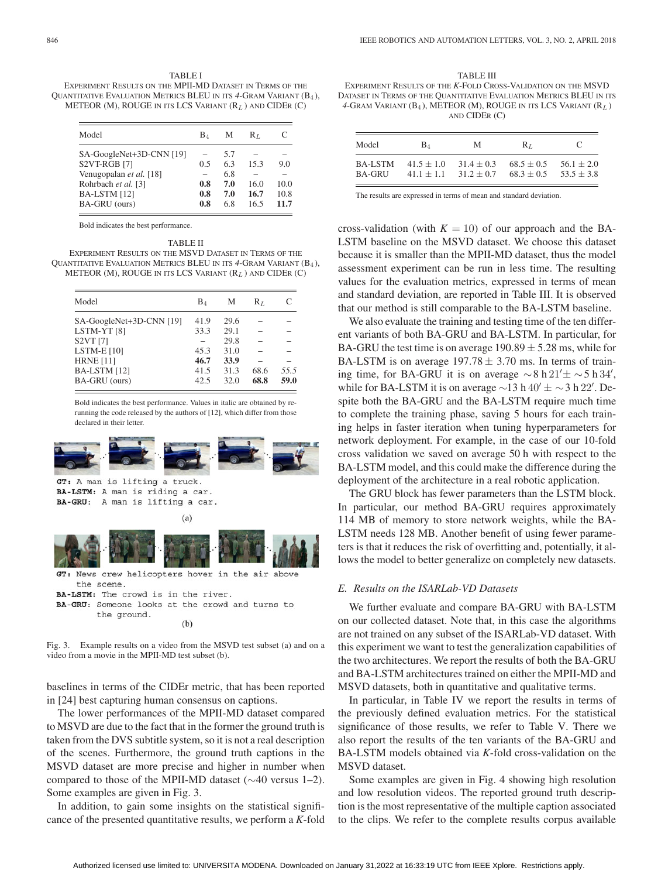TABLE I
EXPERIMENT RESULTS ON THE MPII-MD DATASET IN TERMS OF THE QUANTITATIVE EVALUATION METRICS BLEU IN ITS 4-GRAM VARIANT ($B_4$), METEOR (M), ROUGE IN ITS LCS VARIANT ($R_L$) AND CIDER (C)

| Model | $B_4$ | M | $R_L$ | C |
|---|---|---|---|---|
| SA-GoogleNet+3D-CNN [19] | – | 5.7 | – | – |
| S2VT-RGB [7] | 0.5 | 6.3 | 15.3 | 9.0 |
| Venugopalan *et al.* [18] | – | 6.8 | – | – |
| Rohrbach *et al.* [3] | **0.8** | **7.0** | 16.0 | 10.0 |
| BA-LSTM [12] | **0.8** | **7.0** | **16.7** | 10.8 |
| BA-GRU (ours) | **0.8** | 6.8 | 16.5 | **11.7** |

Bold indicates the best performance.

TABLE II
EXPERIMENT RESULTS ON THE MSVD DATASET IN TERMS OF THE QUANTITATIVE EVALUATION METRICS BLEU IN ITS 4-GRAM VARIANT ($B_4$), METEOR (M), ROUGE IN ITS LCS VARIANT ($R_L$) AND CIDER (C)

| Model | $B_4$ | M | $R_L$ | C |
|---|---|---|---|---|
| SA-GoogleNet+3D-CNN [19] | 41.9 | 29.6 | – | – |
| LSTM-YT [8] | 33.3 | 29.1 | – | – |
| S2VT [7] | – | 29.8 | – | – |
| LSTM-E [10] | 45.3 | 31.0 | – | – |
| HRNE [11] | **46.7** | **33.9** | – | – |
| BA-LSTM [12] | 41.5 | 31.3 | 68.6 | *55.5* |
| BA-GRU (ours) | 42.5 | 32.0 | **68.8** | **59.0** |

Bold indicates the best performance. Values in italic are obtained by re-running the code released by the authors of [12], which differ from those declared in their letter.

GT: A man is lifting a truck.
BA-LSTM: A man is riding a car.
BA-GRU: A man is lifting a car.

(a)

GT: News crew helicopters hover in the air above the scene.
BA-LSTM: The crowd is in the river.
BA-GRU: Someone looks at the crowd and turns to the ground.

(b)

Fig. 3. Example results on a video from the MSVD test subset (a) and on a video from a movie in the MPII-MD test subset (b).

baselines in terms of the CIDEr metric, that has been reported in [24] best capturing human consensus on captions.

The lower performances of the MPII-MD dataset compared to MSVD are due to the fact that in the former the ground truth is taken from the DVS subtitle system, so it is not a real description of the scenes. Furthermore, the ground truth captions in the MSVD dataset are more precise and higher in number when compared to those of the MPII-MD dataset (∼40 versus 1–2). Some examples are given in Fig. 3.

In addition, to gain some insights on the statistical significance of the presented quantitative results, we perform a *K*-fold cross-validation (with $K = 10$) of our approach and the BA-LSTM baseline on the MSVD dataset. We choose this dataset because it is smaller than the MPII-MD dataset, thus the model assessment experiment can be run in less time. The resulting values for the evaluation metrics, expressed in terms of mean and standard deviation, are reported in Table III. It is observed that our method is still comparable to the BA-LSTM baseline.

TABLE III
EXPERIMENT RESULTS OF THE *K*-FOLD CROSS-VALIDATION ON THE MSVD DATASET IN TERMS OF THE QUANTITATIVE EVALUATION METRICS BLEU IN ITS 4-GRAM VARIANT ($B_4$), METEOR (M), ROUGE IN ITS LCS VARIANT ($R_L$) AND CIDER (C)

| Model | $B_4$ | M | $R_L$ | C |
|---|---|---|---|---|
| BA-LSTM | $41.5 \pm 1.0$ | $31.4 \pm 0.3$ | $68.5 \pm 0.5$ | $56.1 \pm 2.0$ |
| BA-GRU | $41.1 \pm 1.1$ | $31.2 \pm 0.7$ | $68.3 \pm 0.5$ | $53.5 \pm 3.8$ |

The results are expressed in terms of mean and standard deviation.

We also evaluate the training and testing time of the ten different variants of both BA-GRU and BA-LSTM. In particular, for BA-GRU the test time is on average $190.89 \pm 5.28$ ms, while for BA-LSTM is on average $197.78 \pm 3.70$ ms. In terms of training time, for BA-GRU it is on average $\sim 8$ h $21' \pm \sim 5$ h $34'$, while for BA-LSTM it is on average $\sim 13$ h $40' \pm \sim 3$ h $22'$. Despite both the BA-GRU and the BA-LSTM require much time to complete the training phase, saving 5 hours for each training helps in faster iteration when tuning hyperparameters for network deployment. For example, in the case of our 10-fold cross validation we saved on average 50 h with respect to the BA-LSTM model, and this could make the difference during the deployment of the architecture in a real robotic application.

The GRU block has fewer parameters than the LSTM block. In particular, our method BA-GRU requires approximately 114 MB of memory to store network weights, while the BA-LSTM needs 128 MB. Another benefit of using fewer parameters is that it reduces the risk of overfitting and, potentially, it allows the model to better generalize on completely new datasets.

### E. Results on the ISARLab-VD Datasets

We further evaluate and compare BA-GRU with BA-LSTM on our collected dataset. Note that, in this case the algorithms are not trained on any subset of the ISARLab-VD dataset. With this experiment we want to test the generalization capabilities of the two architectures. We report the results of both the BA-GRU and BA-LSTM architectures trained on either the MPII-MD and MSVD datasets, both in quantitative and qualitative terms.

In particular, in Table IV we report the results in terms of the previously defined evaluation metrics. For the statistical significance of those results, we refer to Table V. There we also report the results of the ten variants of the BA-GRU and BA-LSTM models obtained via *K*-fold cross-validation on the MSVD dataset.

Some examples are given in Fig. 4 showing high resolution and low resolution videos. The reported ground truth description is the most representative of the multiple caption associated to the clips. We refer to the complete results corpus available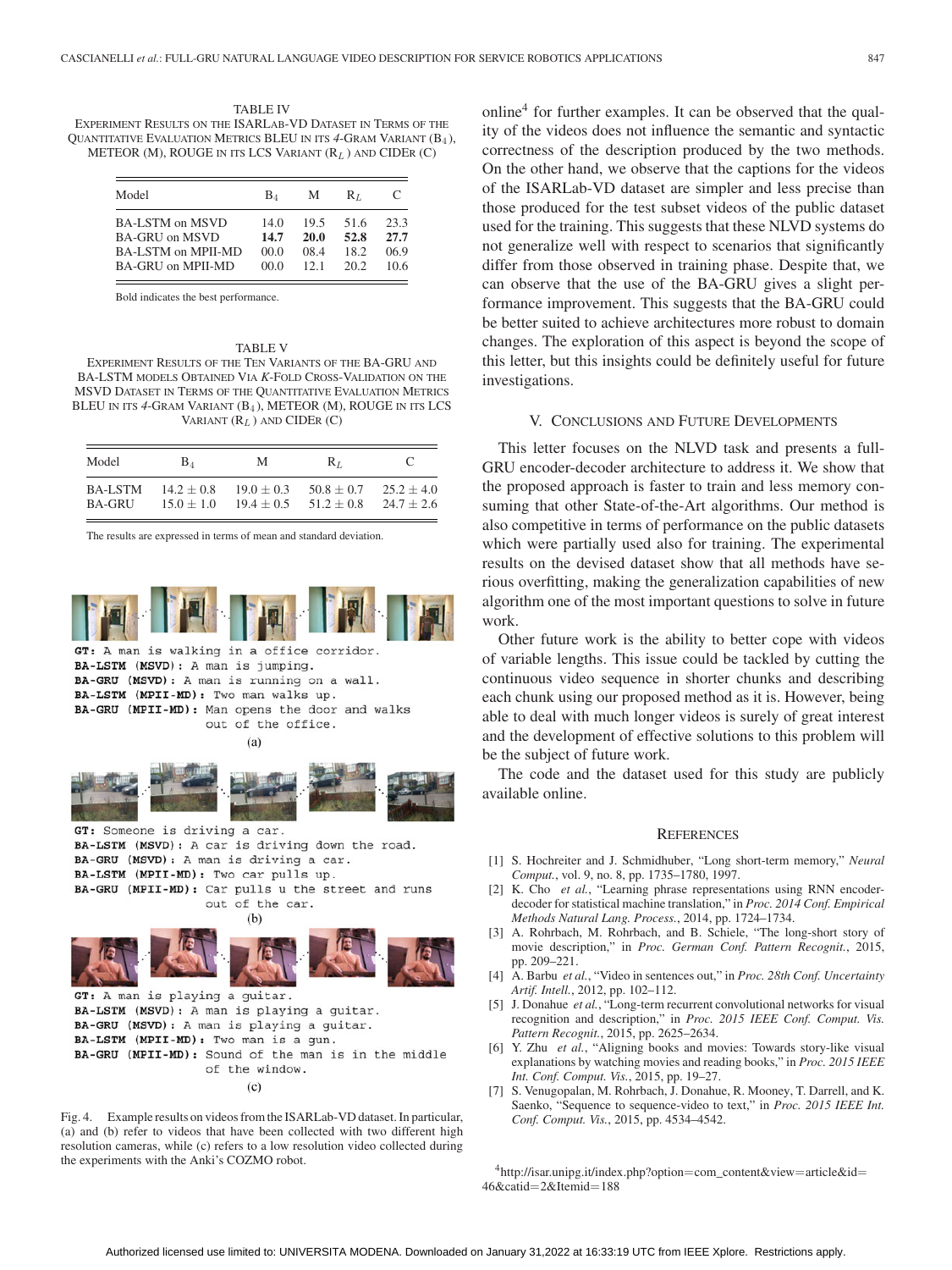TABLE IV
EXPERIMENT RESULTS ON THE ISARLAB-VD DATASET IN TERMS OF THE QUANTITATIVE EVALUATION METRICS BLEU IN ITS *4*-GRAM VARIANT ($B_4$), METEOR (M), ROUGE IN ITS LCS VARIANT ($R_L$) AND CIDER (C)

| Model | $B_4$ | M | $R_L$ | C |
|---|---|---|---|---|
| BA-LSTM on MSVD | 14.0 | 19.5 | 51.6 | 23.3 |
| BA-GRU on MSVD | **14.7** | **20.0** | **52.8** | **27.7** |
| BA-LSTM on MPII-MD | 00.0 | 08.4 | 18.2 | 06.9 |
| BA-GRU on MPII-MD | 00.0 | 12.1 | 20.2 | 10.6 |

Bold indicates the best performance.

TABLE V
EXPERIMENT RESULTS OF THE TEN VARIANTS OF THE BA-GRU AND BA-LSTM MODELS OBTAINED VIA *K*-FOLD CROSS-VALIDATION ON THE MSVD DATASET IN TERMS OF THE QUANTITATIVE EVALUATION METRICS BLEU IN ITS *4*-GRAM VARIANT ($B_4$), METEOR (M), ROUGE IN ITS LCS VARIANT ($R_L$) AND CIDER (C)

| Model | $B_4$ | M | $R_L$ | C |
|---|---|---|---|---|
| BA-LSTM | $14.2 \pm 0.8$ | $19.0 \pm 0.3$ | $50.8 \pm 0.7$ | $25.2 \pm 4.0$ |
| BA-GRU | $15.0 \pm 1.0$ | $19.4 \pm 0.5$ | $51.2 \pm 0.8$ | $24.7 \pm 2.6$ |

The results are expressed in terms of mean and standard deviation.

```
GT: A man is walking in a office corridor.
BA-LSTM (MSVD): A man is jumping.
BA-GRU (MSVD): A man is running on a wall.
BA-LSTM (MPII-MD): Two man walks up.
BA-GRU (MPII-MD): Man opens the door and walks
                  out of the office.
```
(a)

```
GT: Someone is driving a car.
BA-LSTM (MSVD): A car is driving down the road.
BA-GRU (MSVD): A man is driving a car.
BA-LSTM (MPII-MD): Two car pulls up.
BA-GRU (MPII-MD): Car pulls u the street and runs
                  out of the car.
```
(b)

```
GT: A man is playing a guitar.
BA-LSTM (MSVD): A man is playing a guitar.
BA-GRU (MSVD): A man is playing a guitar.
BA-LSTM (MPII-MD): Two man is a gun.
BA-GRU (MPII-MD): Sound of the man is in the middle
                  of the window.
```
(c)

Fig. 4. Example results on videos from the ISARLab-VD dataset. In particular, (a) and (b) refer to videos that have been collected with two different high resolution cameras, while (c) refers to a low resolution video collected during the experiments with the Anki's COZMO robot.

online[4] for further examples. It can be observed that the quality of the videos does not influence the semantic and syntactic correctness of the description produced by the two methods. On the other hand, we observe that the captions for the videos of the ISARLab-VD dataset are simpler and less precise than those produced for the test subset videos of the public dataset used for the training. This suggests that these NLVD systems do not generalize well with respect to scenarios that significantly differ from those observed in training phase. Despite that, we can observe that the use of the BA-GRU gives a slight performance improvement. This suggests that the BA-GRU could be better suited to achieve architectures more robust to domain changes. The exploration of this aspect is beyond the scope of this letter, but this insights could be definitely useful for future investigations.

## V. Conclusions and Future Developments

This letter focuses on the NLVD task and presents a full-GRU encoder-decoder architecture to address it. We show that the proposed approach is faster to train and less memory consuming that other State-of-the-Art algorithms. Our method is also competitive in terms of performance on the public datasets which were partially used also for training. The experimental results on the devised dataset show that all methods have serious overfitting, making the generalization capabilities of new algorithm one of the most important questions to solve in future work.

Other future work is the ability to better cope with videos of variable lengths. This issue could be tackled by cutting the continuous video sequence in shorter chunks and describing each chunk using our proposed method as it is. However, being able to deal with much longer videos is surely of great interest and the development of effective solutions to this problem will be the subject of future work.

The code and the dataset used for this study are publicly available online.

## References

[1] S. Hochreiter and J. Schmidhuber, "Long short-term memory," *Neural Comput.*, vol. 9, no. 8, pp. 1735–1780, 1997.

[2] K. Cho *et al.*, "Learning phrase representations using RNN encoder-decoder for statistical machine translation," in *Proc. 2014 Conf. Empirical Methods Natural Lang. Process.*, 2014, pp. 1724–1734.

[3] A. Rohrbach, M. Rohrbach, and B. Schiele, "The long-short story of movie description," in *Proc. German Conf. Pattern Recognit.*, 2015, pp. 209–221.

[4] A. Barbu *et al.*, "Video in sentences out," in *Proc. 28th Conf. Uncertainty Artif. Intell.*, 2012, pp. 102–112.

[5] J. Donahue *et al.*, "Long-term recurrent convolutional networks for visual recognition and description," in *Proc. 2015 IEEE Conf. Comput. Vis. Pattern Recognit.*, 2015, pp. 2625–2634.

[6] Y. Zhu *et al.*, "Aligning books and movies: Towards story-like visual explanations by watching movies and reading books," in *Proc. 2015 IEEE Int. Conf. Comput. Vis.*, 2015, pp. 19–27.

[7] S. Venugopalan, M. Rohrbach, J. Donahue, R. Mooney, T. Darrell, and K. Saenko, "Sequence to sequence-video to text," in *Proc. 2015 IEEE Int. Conf. Comput. Vis.*, 2015, pp. 4534–4542.

[4] http://isar.unipg.it/index.php?option=com_content&view=article&id=46&catid=2&Itemid=188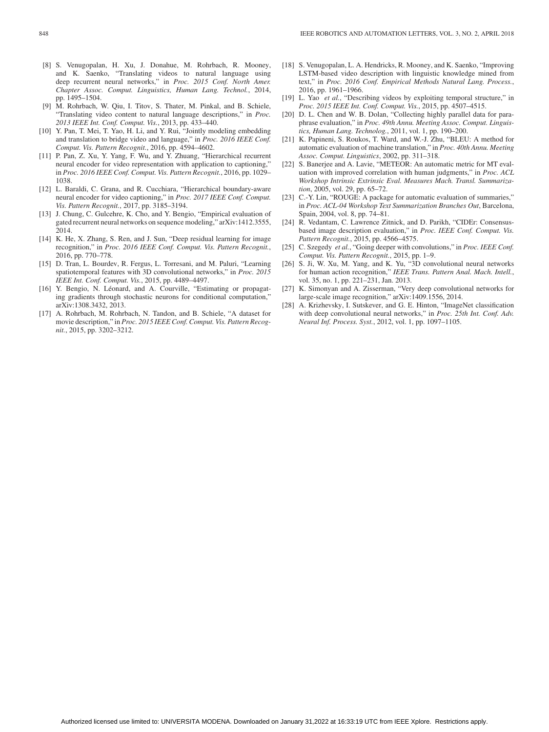[8] S. Venugopalan, H. Xu, J. Donahue, M. Rohrbach, R. Mooney, and K. Saenko, "Translating videos to natural language using deep recurrent neural networks," in *Proc. 2015 Conf. North Amer. Chapter Assoc. Comput. Linguistics, Human Lang. Technol.*, 2014, pp. 1495–1504.

[9] M. Rohrbach, W. Qiu, I. Titov, S. Thater, M. Pinkal, and B. Schiele, "Translating video content to natural language descriptions," in *Proc. 2013 IEEE Int. Conf. Comput. Vis.*, 2013, pp. 433–440.

[10] Y. Pan, T. Mei, T. Yao, H. Li, and Y. Rui, "Jointly modeling embedding and translation to bridge video and language," in *Proc. 2016 IEEE Conf. Comput. Vis. Pattern Recognit.*, 2016, pp. 4594–4602.

[11] P. Pan, Z. Xu, Y. Yang, F. Wu, and Y. Zhuang, "Hierarchical recurrent neural encoder for video representation with application to captioning," in *Proc. 2016 IEEE Conf. Comput. Vis. Pattern Recognit.*, 2016, pp. 1029–1038.

[12] L. Baraldi, C. Grana, and R. Cucchiara, "Hierarchical boundary-aware neural encoder for video captioning," in *Proc. 2017 IEEE Conf. Comput. Vis. Pattern Recognit.*, 2017, pp. 3185–3194.

[13] J. Chung, C. Gulcehre, K. Cho, and Y. Bengio, "Empirical evaluation of gated recurrent neural networks on sequence modeling," arXiv:1412.3555, 2014.

[14] K. He, X. Zhang, S. Ren, and J. Sun, "Deep residual learning for image recognition," in *Proc. 2016 IEEE Conf. Comput. Vis. Pattern Recognit.*, 2016, pp. 770–778.

[15] D. Tran, L. Bourdev, R. Fergus, L. Torresani, and M. Paluri, "Learning spatiotemporal features with 3D convolutional networks," in *Proc. 2015 IEEE Int. Conf. Comput. Vis.*, 2015, pp. 4489–4497.

[16] Y. Bengio, N. Léonard, and A. Courville, "Estimating or propagating gradients through stochastic neurons for conditional computation," arXiv:1308.3432, 2013.

[17] A. Rohrbach, M. Rohrbach, N. Tandon, and B. Schiele, "A dataset for movie description," in *Proc. 2015 IEEE Conf. Comput. Vis. Pattern Recognit.*, 2015, pp. 3202–3212.

[18] S. Venugopalan, L. A. Hendricks, R. Mooney, and K. Saenko, "Improving LSTM-based video description with linguistic knowledge mined from text," in *Proc. 2016 Conf. Empirical Methods Natural Lang. Process.*, 2016, pp. 1961–1966.

[19] L. Yao *et al.*, "Describing videos by exploiting temporal structure," in *Proc. 2015 IEEE Int. Conf. Comput. Vis.*, 2015, pp. 4507–4515.

[20] D. L. Chen and W. B. Dolan, "Collecting highly parallel data for paraphrase evaluation," in *Proc. 49th Annu. Meeting Assoc. Comput. Linguistics, Human Lang. Technolog.*, 2011, vol. 1, pp. 190–200.

[21] K. Papineni, S. Roukos, T. Ward, and W.-J. Zhu, "BLEU: A method for automatic evaluation of machine translation," in *Proc. 40th Annu. Meeting Assoc. Comput. Linguistics*, 2002, pp. 311–318.

[22] S. Banerjee and A. Lavie, "METEOR: An automatic metric for MT evaluation with improved correlation with human judgments," in *Proc. ACL Workshop Intrinsic Extrinsic Eval. Measures Mach. Transl. Summarization*, 2005, vol. 29, pp. 65–72.

[23] C.-Y. Lin, "ROUGE: A package for automatic evaluation of summaries," in *Proc. ACL-04 Workshop Text Summarization Branches Out*, Barcelona, Spain, 2004, vol. 8, pp. 74–81.

[24] R. Vedantam, C. Lawrence Zitnick, and D. Parikh, "CIDEr: Consensus-based image description evaluation," in *Proc. IEEE Conf. Comput. Vis. Pattern Recognit.*, 2015, pp. 4566–4575.

[25] C. Szegedy *et al.*, "Going deeper with convolutions," in *Proc. IEEE Conf. Comput. Vis. Pattern Recognit.*, 2015, pp. 1–9.

[26] S. Ji, W. Xu, M. Yang, and K. Yu, "3D convolutional neural networks for human action recognition," *IEEE Trans. Pattern Anal. Mach. Intell.*, vol. 35, no. 1, pp. 221–231, Jan. 2013.

[27] K. Simonyan and A. Zisserman, "Very deep convolutional networks for large-scale image recognition," arXiv:1409.1556, 2014.

[28] A. Krizhevsky, I. Sutskever, and G. E. Hinton, "ImageNet classification with deep convolutional neural networks," in *Proc. 25th Int. Conf. Adv. Neural Inf. Process. Syst.*, 2012, vol. 1, pp. 1097–1105.